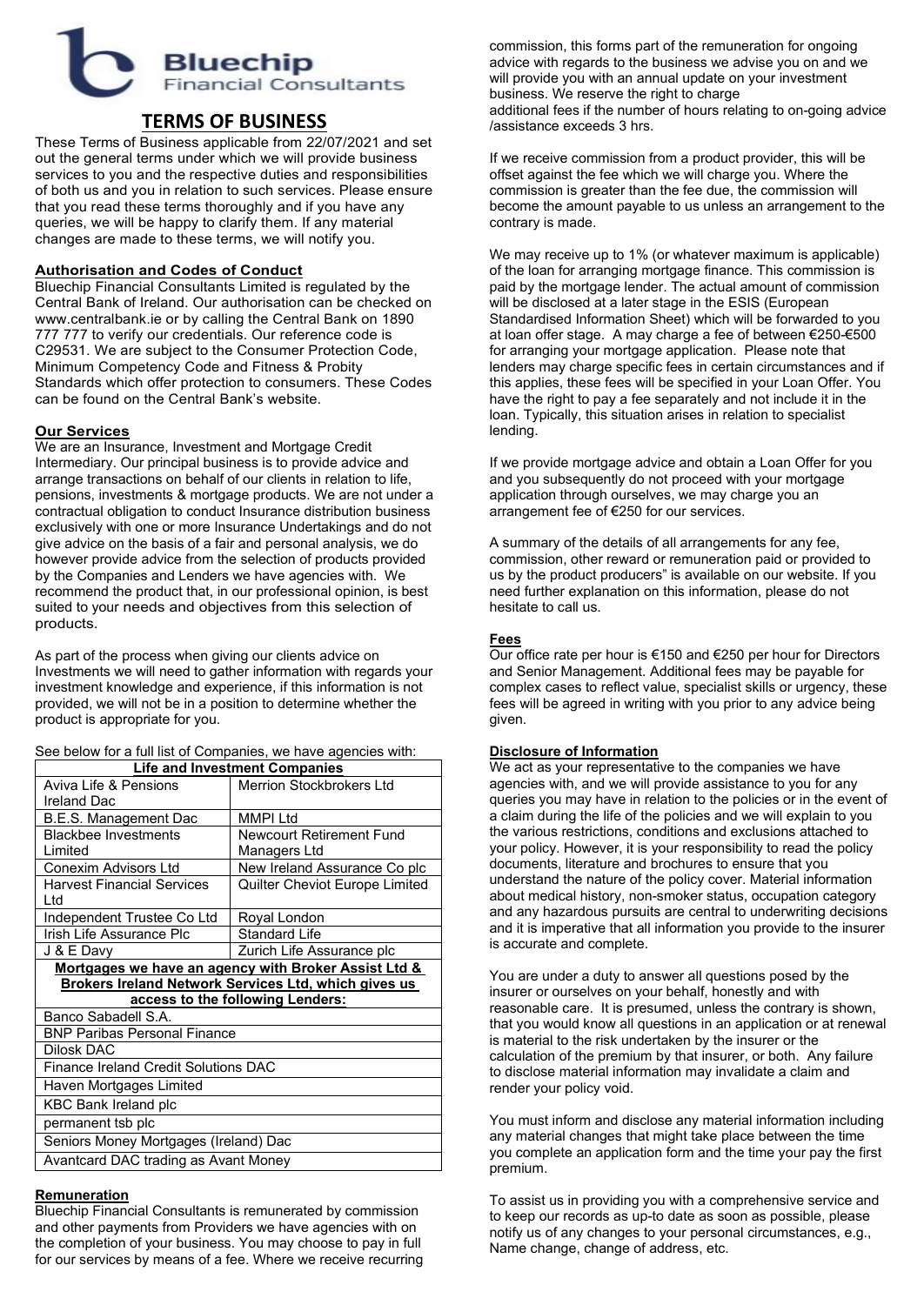# TERMS OF BUSINESS

These Terms of Business applicable from 22/07/2021 and set out the general terms under which we will provide business services to you and the respective duties and responsibilities of both us and you in relation to such services. Please ensure that you read these terms thoroughly and if you have any queries, we will be happy to clarify them. If any material changes are made to these terms, we will notify you.

## Authorisation and Codes of Conduct

Bluechip Financial Consultants Limited is regulated by the Central Bank of Ireland. Our authorisation can be checked on www.centralbank.ie or by calling the Central Bank on 1890 777 777 to verify our credentials. Our reference code is C29531. We are subject to the Consumer Protection Code, Minimum Competency Code and Fitness & Probity Standards which offer protection to consumers. These Codes can be found on the Central Bank's website.

## Our Services

We are an Insurance, Investment and Mortgage Credit Intermediary. Our principal business is to provide advice and arrange transactions on behalf of our clients in relation to life, pensions, investments & mortgage products. We are not under a contractual obligation to conduct Insurance distribution business exclusively with one or more Insurance Undertakings and do not give advice on the basis of a fair and personal analysis, we do however provide advice from the selection of products provided by the Companies and Lenders we have agencies with. We recommend the product that, in our professional opinion, is best suited to your needs and objectives from this selection of products.

As part of the process when giving our clients advice on Investments we will need to gather information with regards your investment knowledge and experience, if this information is not provided, we will not be in a position to determine whether the product is appropriate for you.

See below for a full list of Companies, we have agencies with:

| Life and Investment Companies | |
|---|---|
| Aviva Life & Pensions Ireland Dac | Merrion Stockbrokers Ltd |
| B.E.S. Management Dac | MMPI Ltd |
| Blackbee Investments Limited | Newcourt Retirement Fund Managers Ltd |
| Conexim Advisors Ltd | New Ireland Assurance Co plc |
| Harvest Financial Services Ltd | Quilter Cheviot Europe Limited |
| Independent Trustee Co Ltd | Royal London |
| Irish Life Assurance Plc | Standard Life |
| J & E Davy | Zurich Life Assurance plc |

| Mortgages we have an agency with Broker Assist Ltd & Brokers Ireland Network Services Ltd, which gives us access to the following Lenders: |
|---|
| Banco Sabadell S.A. |
| BNP Paribas Personal Finance |
| Dilosk DAC |
| Finance Ireland Credit Solutions DAC |
| Haven Mortgages Limited |
| KBC Bank Ireland plc |
| permanent tsb plc |
| Seniors Money Mortgages (Ireland) Dac |
| Avantcard DAC trading as Avant Money |

## Remuneration

Bluechip Financial Consultants is remunerated by commission and other payments from Providers we have agencies with on the completion of your business. You may choose to pay in full for our services by means of a fee. Where we receive recurring commission, this forms part of the remuneration for ongoing advice with regards to the business we advise you on and we will provide you with an annual update on your investment business. We reserve the right to charge additional fees if the number of hours relating to on-going advice /assistance exceeds 3 hrs.

If we receive commission from a product provider, this will be offset against the fee which we will charge you. Where the commission is greater than the fee due, the commission will become the amount payable to us unless an arrangement to the contrary is made.

We may receive up to 1% (or whatever maximum is applicable) of the loan for arranging mortgage finance. This commission is paid by the mortgage lender. The actual amount of commission will be disclosed at a later stage in the ESIS (European Standardised Information Sheet) which will be forwarded to you at loan offer stage. A may charge a fee of between €250-€500 for arranging your mortgage application. Please note that lenders may charge specific fees in certain circumstances and if this applies, these fees will be specified in your Loan Offer. You have the right to pay a fee separately and not include it in the loan. Typically, this situation arises in relation to specialist lending.

If we provide mortgage advice and obtain a Loan Offer for you and you subsequently do not proceed with your mortgage application through ourselves, we may charge you an arrangement fee of €250 for our services.

A summary of the details of all arrangements for any fee, commission, other reward or remuneration paid or provided to us by the product producers" is available on our website. If you need further explanation on this information, please do not hesitate to call us.

## Fees

Our office rate per hour is €150 and €250 per hour for Directors and Senior Management. Additional fees may be payable for complex cases to reflect value, specialist skills or urgency, these fees will be agreed in writing with you prior to any advice being given.

## Disclosure of Information

We act as your representative to the companies we have agencies with, and we will provide assistance to you for any queries you may have in relation to the policies or in the event of a claim during the life of the policies and we will explain to you the various restrictions, conditions and exclusions attached to your policy. However, it is your responsibility to read the policy documents, literature and brochures to ensure that you understand the nature of the policy cover. Material information about medical history, non-smoker status, occupation category and any hazardous pursuits are central to underwriting decisions and it is imperative that all information you provide to the insurer is accurate and complete.

You are under a duty to answer all questions posed by the insurer or ourselves on your behalf, honestly and with reasonable care. It is presumed, unless the contrary is shown, that you would know all questions in an application or at renewal is material to the risk undertaken by the insurer or the calculation of the premium by that insurer, or both. Any failure to disclose material information may invalidate a claim and render your policy void.

You must inform and disclose any material information including any material changes that might take place between the time you complete an application form and the time your pay the first premium.

To assist us in providing you with a comprehensive service and to keep our records as up-to date as soon as possible, please notify us of any changes to your personal circumstances, e.g., Name change, change of address, etc.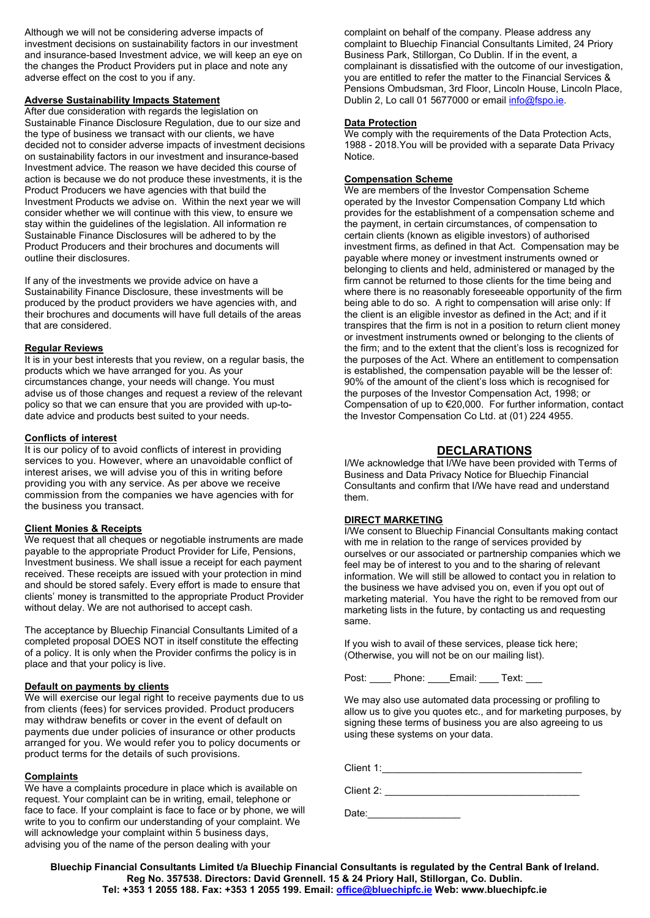Although we will not be considering adverse impacts of investment decisions on sustainability factors in our investment and insurance-based Investment advice, we will keep an eye on the changes the Product Providers put in place and note any adverse effect on the cost to you if any.

**Adverse Sustainability Impacts Statement**

After due consideration with regards the legislation on Sustainable Finance Disclosure Regulation, due to our size and the type of business we transact with our clients, we have decided not to consider adverse impacts of investment decisions on sustainability factors in our investment and insurance-based Investment advice. The reason we have decided this course of action is because we do not produce these investments, it is the Product Producers we have agencies with that build the Investment Products we advise on. Within the next year we will consider whether we will continue with this view, to ensure we stay within the guidelines of the legislation. All information re Sustainable Finance Disclosures will be adhered to by the Product Producers and their brochures and documents will outline their disclosures.

If any of the investments we provide advice on have a Sustainability Finance Disclosure, these investments will be produced by the product providers we have agencies with, and their brochures and documents will have full details of the areas that are considered.

**Regular Reviews**

It is in your best interests that you review, on a regular basis, the products which we have arranged for you. As your circumstances change, your needs will change. You must advise us of those changes and request a review of the relevant policy so that we can ensure that you are provided with up-to-date advice and products best suited to your needs.

**Conflicts of interest**

It is our policy of to avoid conflicts of interest in providing services to you. However, where an unavoidable conflict of interest arises, we will advise you of this in writing before providing you with any service. As per above we receive commission from the companies we have agencies with for the business you transact.

**Client Monies & Receipts**

We request that all cheques or negotiable instruments are made payable to the appropriate Product Provider for Life, Pensions, Investment business. We shall issue a receipt for each payment received. These receipts are issued with your protection in mind and should be stored safely. Every effort is made to ensure that clients' money is transmitted to the appropriate Product Provider without delay. We are not authorised to accept cash.

The acceptance by Bluechip Financial Consultants Limited of a completed proposal DOES NOT in itself constitute the effecting of a policy. It is only when the Provider confirms the policy is in place and that your policy is live.

**Default on payments by clients**

We will exercise our legal right to receive payments due to us from clients (fees) for services provided. Product producers may withdraw benefits or cover in the event of default on payments due under policies of insurance or other products arranged for you. We would refer you to policy documents or product terms for the details of such provisions.

**Complaints**

We have a complaints procedure in place which is available on request. Your complaint can be in writing, email, telephone or face to face. If your complaint is face to face or by phone, we will write to you to confirm our understanding of your complaint. We will acknowledge your complaint within 5 business days, advising you of the name of the person dealing with your complaint on behalf of the company. Please address any complaint to Bluechip Financial Consultants Limited, 24 Priory Business Park, Stillorgan, Co Dublin. If in the event, a complainant is dissatisfied with the outcome of our investigation, you are entitled to refer the matter to the Financial Services & Pensions Ombudsman, 3rd Floor, Lincoln House, Lincoln Place, Dublin 2, Lo call 01 5677000 or email info@fspo.ie.

**Data Protection**

We comply with the requirements of the Data Protection Acts, 1988 - 2018.You will be provided with a separate Data Privacy Notice.

**Compensation Scheme**

We are members of the Investor Compensation Scheme operated by the Investor Compensation Company Ltd which provides for the establishment of a compensation scheme and the payment, in certain circumstances, of compensation to certain clients (known as eligible investors) of authorised investment firms, as defined in that Act. Compensation may be payable where money or investment instruments owned or belonging to clients and held, administered or managed by the firm cannot be returned to those clients for the time being and where there is no reasonably foreseeable opportunity of the firm being able to do so. A right to compensation will arise only: If the client is an eligible investor as defined in the Act; and if it transpires that the firm is not in a position to return client money or investment instruments owned or belonging to the clients of the firm; and to the extent that the client's loss is recognized for the purposes of the Act. Where an entitlement to compensation is established, the compensation payable will be the lesser of: 90% of the amount of the client's loss which is recognised for the purposes of the Investor Compensation Act, 1998; or Compensation of up to €20,000. For further information, contact the Investor Compensation Co Ltd. at (01) 224 4955.

## DECLARATIONS

I/We acknowledge that I/We have been provided with Terms of Business and Data Privacy Notice for Bluechip Financial Consultants and confirm that I/We have read and understand them.

**DIRECT MARKETING**

I/We consent to Bluechip Financial Consultants making contact with me in relation to the range of services provided by ourselves or our associated or partnership companies which we feel may be of interest to you and to the sharing of relevant information. We will still be allowed to contact you in relation to the business we have advised you on, even if you opt out of marketing material. You have the right to be removed from our marketing lists in the future, by contacting us and requesting same.

If you wish to avail of these services, please tick here; (Otherwise, you will not be on our mailing list).

Post: ____ Phone: ____Email: ____ Text: ___

We may also use automated data processing or profiling to allow us to give you quotes etc., and for marketing purposes, by signing these terms of business you are also agreeing to us using these systems on your data.

Client 1:___________________________________

Client 2: ___________________________________

Date:_________________

**Bluechip Financial Consultants Limited t/a Bluechip Financial Consultants is regulated by the Central Bank of Ireland. Reg No. 357538. Directors: David Grennell. 15 & 24 Priory Hall, Stillorgan, Co. Dublin. Tel: +353 1 2055 188. Fax: +353 1 2055 199. Email: office@bluechipfc.ie Web: www.bluechipfc.ie**